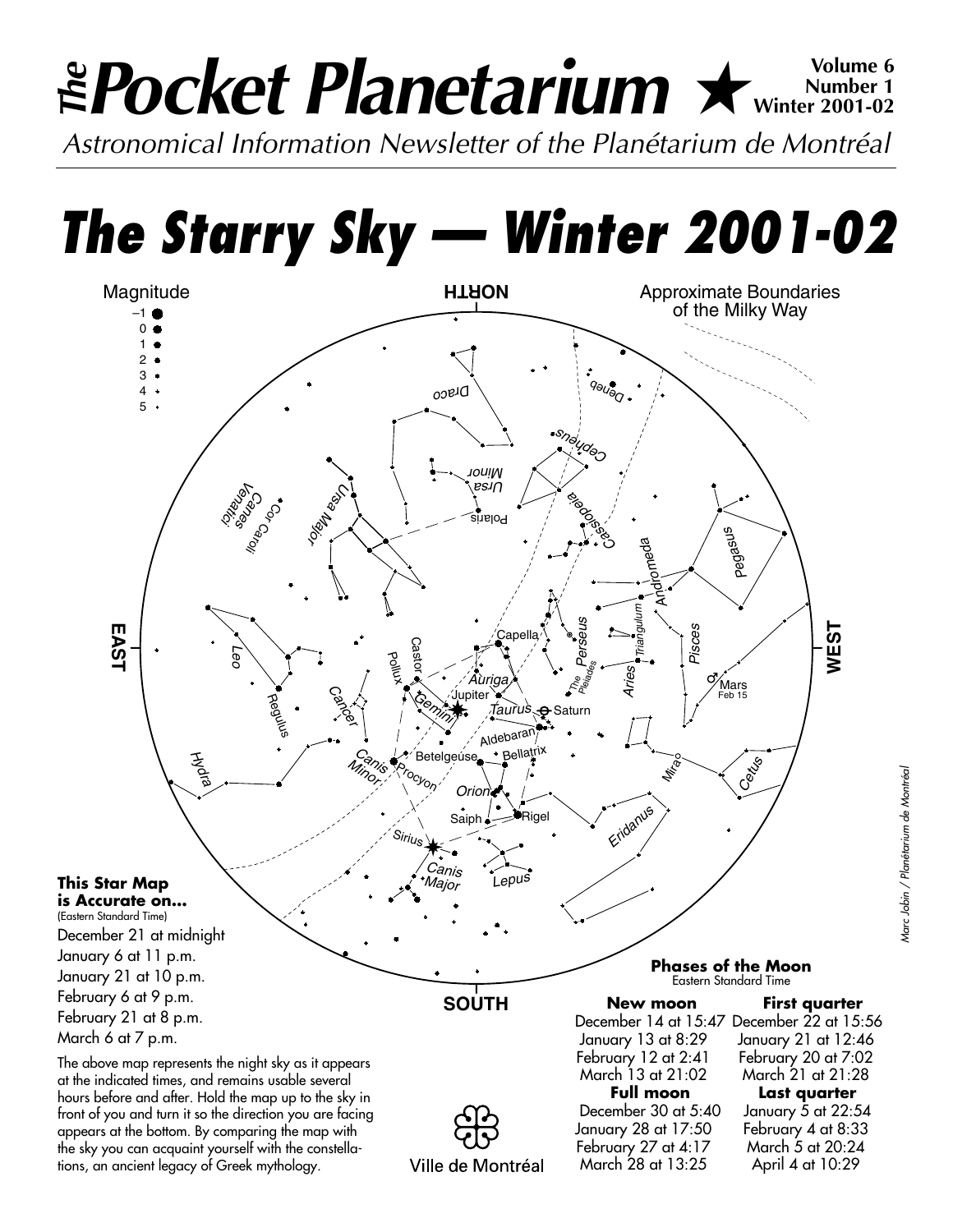# *The* Pocket Planetarium ★

**Volume 6**
**Number 1**
**Winter 2001-02**

*Astronomical Information Newsletter of the Planétarium de Montréal*

## *The Starry Sky — Winter 2001-02*

**This Star Map is Accurate on...**
(Eastern Standard Time)

December 21 at midnight
January 6 at 11 p.m.
January 21 at 10 p.m.
February 6 at 9 p.m.
February 21 at 8 p.m.
March 6 at 7 p.m.

The above map represents the night sky as it appears at the indicated times, and remains usable several hours before and after. Hold the map up to the sky in front of you and turn it so the direction you are facing appears at the bottom. By comparing the map with the sky you can acquaint yourself with the constellations, an ancient legacy of Greek mythology.

**Phases of the Moon**
Eastern Standard Time

| New moon | First quarter |
|---|---|
| December 14 at 15:47 | December 22 at 15:56 |
| January 13 at 8:29 | January 21 at 12:46 |
| February 12 at 2:41 | February 20 at 7:02 |
| March 13 at 21:02 | March 21 at 21:28 |
| **Full moon** | **Last quarter** |
| December 30 at 5:40 | January 5 at 22:54 |
| January 28 at 17:50 | February 4 at 8:33 |
| February 27 at 4:17 | March 5 at 20:24 |
| March 28 at 13:25 | April 4 at 10:29 |

Ville de Montréal

*Marc Jobin / Planétarium de Montréal*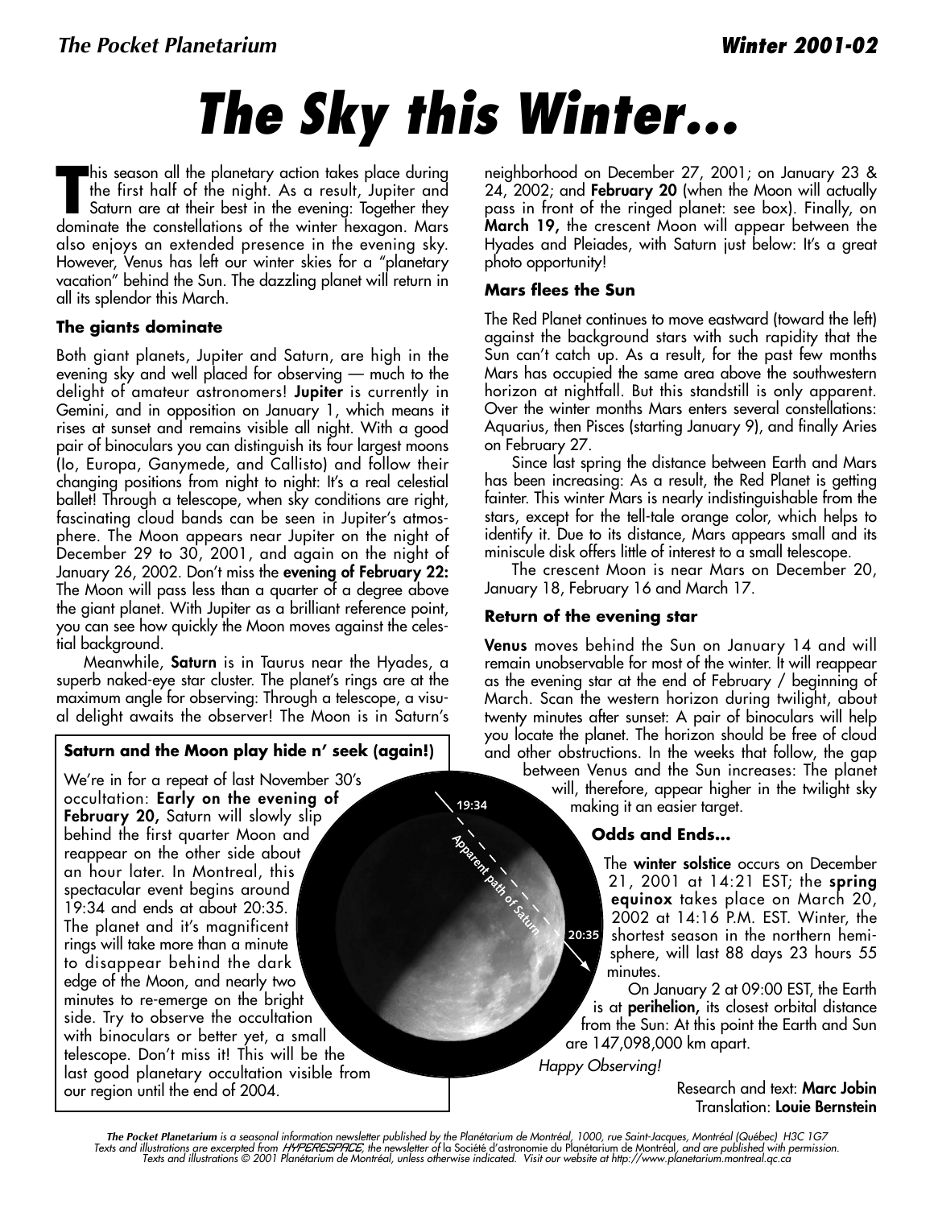# The Sky this Winter...

This season all the planetary action takes place during the first half of the night. As a result, Jupiter and Saturn are at their best in the evening: Together they dominate the constellations of the winter hexagon. Mars also enjoys an extended presence in the evening sky. However, Venus has left our winter skies for a "planetary vacation" behind the Sun. The dazzling planet will return in all its splendor this March.

### The giants dominate

Both giant planets, Jupiter and Saturn, are high in the evening sky and well placed for observing — much to the delight of amateur astronomers! **Jupiter** is currently in Gemini, and in opposition on January 1, which means it rises at sunset and remains visible all night. With a good pair of binoculars you can distinguish its four largest moons (Io, Europa, Ganymede, and Callisto) and follow their changing positions from night to night: It's a real celestial ballet! Through a telescope, when sky conditions are right, fascinating cloud bands can be seen in Jupiter's atmosphere. The Moon appears near Jupiter on the night of December 29 to 30, 2001, and again on the night of January 26, 2002. Don't miss the **evening of February 22:** The Moon will pass less than a quarter of a degree above the giant planet. With Jupiter as a brilliant reference point, you can see how quickly the Moon moves against the celestial background.

Meanwhile, **Saturn** is in Taurus near the Hyades, a superb naked-eye star cluster. The planet's rings are at the maximum angle for observing: Through a telescope, a visual delight awaits the observer! The Moon is in Saturn's neighborhood on December 27, 2001; on January 23 & 24, 2002; and **February 20** (when the Moon will actually pass in front of the ringed planet: see box). Finally, on **March 19,** the crescent Moon will appear between the Hyades and Pleiades, with Saturn just below: It's a great photo opportunity!

### Saturn and the Moon play hide n' seek (again!)

We're in for a repeat of last November 30's occultation: **Early on the evening of February 20,** Saturn will slowly slip behind the first quarter Moon and reappear on the other side about an hour later. In Montreal, this spectacular event begins around 19:34 and ends at about 20:35. The planet and it's magnificent rings will take more than a minute to disappear behind the dark edge of the Moon, and nearly two minutes to re-emerge on the bright side. Try to observe the occultation with binoculars or better yet, a small telescope. Don't miss it! This will be the last good planetary occultation visible from our region until the end of 2004.

19:34

Apparent path of Saturn

20:35

### Mars flees the Sun

The Red Planet continues to move eastward (toward the left) against the background stars with such rapidity that the Sun can't catch up. As a result, for the past few months Mars has occupied the same area above the southwestern horizon at nightfall. But this standstill is only apparent. Over the winter months Mars enters several constellations: Aquarius, then Pisces (starting January 9), and finally Aries on February 27.

Since last spring the distance between Earth and Mars has been increasing: As a result, the Red Planet is getting fainter. This winter Mars is nearly indistinguishable from the stars, except for the tell-tale orange color, which helps to identify it. Due to its distance, Mars appears small and its miniscule disk offers little of interest to a small telescope.

The crescent Moon is near Mars on December 20, January 18, February 16 and March 17.

### Return of the evening star

**Venus** moves behind the Sun on January 14 and will remain unobservable for most of the winter. It will reappear as the evening star at the end of February / beginning of March. Scan the western horizon during twilight, about twenty minutes after sunset: A pair of binoculars will help you locate the planet. The horizon should be free of cloud and other obstructions. In the weeks that follow, the gap between Venus and the Sun increases: The planet will, therefore, appear higher in the twilight sky making it an easier target.

### Odds and Ends...

The **winter solstice** occurs on December 21, 2001 at 14:21 EST; the **spring equinox** takes place on March 20, 2002 at 14:16 P.M. EST. Winter, the shortest season in the northern hemisphere, will last 88 days 23 hours 55 minutes.

On January 2 at 09:00 EST, the Earth is at **perihelion,** its closest orbital distance from the Sun: At this point the Earth and Sun are 147,098,000 km apart.

*Happy Observing!*

Research and text: **Marc Jobin**
Translation: **Louie Bernstein**

*The Pocket Planetarium is a seasonal information newsletter published by the Planétarium de Montréal, 1000, rue Saint-Jacques, Montréal (Québec) H3C 1G7*
*Texts and illustrations are excerpted from HYPERESPACE, the newsletter of la Société d'astronomie du Planétarium de Montréal, and are published with permission.*
*Texts and illustrations © 2001 Planétarium de Montréal, unless otherwise indicated. Visit our website at http://www.planetarium.montreal.qc.ca*